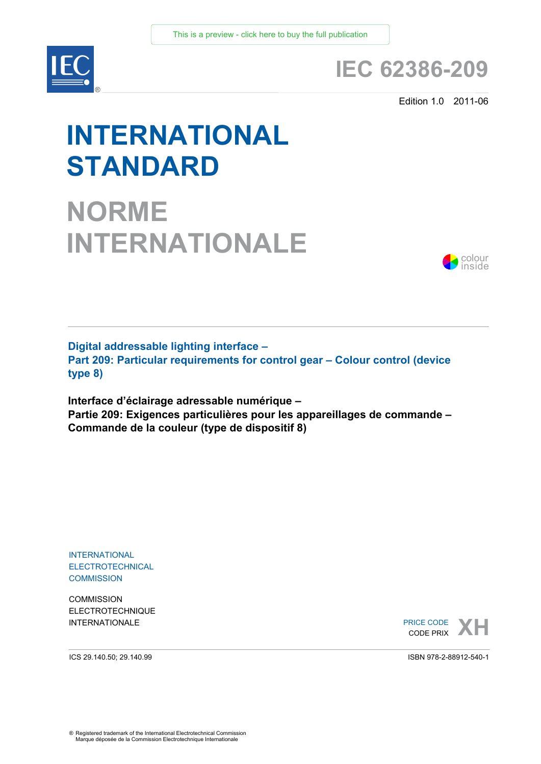This is a preview - click here to buy the full publication

# IEC 62386-209

Edition 1.0 2011-06

# INTERNATIONAL STANDARD

# NORME INTERNATIONALE

colour inside

**Digital addressable lighting interface –**
**Part 209: Particular requirements for control gear – Colour control (device type 8)**

**Interface d'éclairage adressable numérique –**
**Partie 209: Exigences particulières pour les appareillages de commande – Commande de la couleur (type de dispositif 8)**

INTERNATIONAL
ELECTROTECHNICAL
COMMISSION

COMMISSION
ELECTROTECHNIQUE
INTERNATIONALE

PRICE CODE
CODE PRIX **XH**

ICS 29.140.50; 29.140.99

ISBN 978-2-88912-540-1

® Registered trademark of the International Electrotechnical Commission
Marque déposée de la Commission Electrotechnique Internationale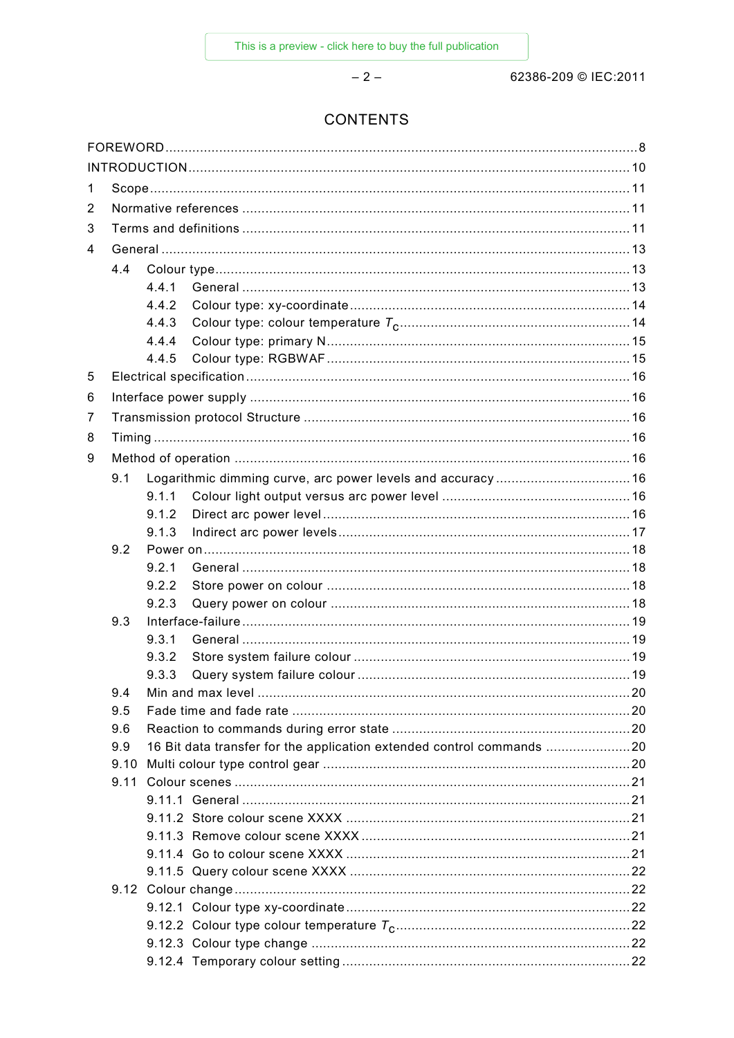# CONTENTS

FOREWORD ... 8
INTRODUCTION ... 10
1 Scope ... 11
2 Normative references ... 11
3 Terms and definitions ... 11
4 General ... 13
- 4.4 Colour type ... 13
  - 4.4.1 General ... 13
  - 4.4.2 Colour type: xy-coordinate ... 14
  - 4.4.3 Colour type: colour temperature $T_c$ ... 14
  - 4.4.4 Colour type: primary N ... 15
  - 4.4.5 Colour type: RGBWAF ... 15

5 Electrical specification ... 16
6 Interface power supply ... 16
7 Transmission protocol Structure ... 16
8 Timing ... 16
9 Method of operation ... 16
- 9.1 Logarithmic dimming curve, arc power levels and accuracy ... 16
  - 9.1.1 Colour light output versus arc power level ... 16
  - 9.1.2 Direct arc power level ... 16
  - 9.1.3 Indirect arc power levels ... 17
- 9.2 Power on ... 18
  - 9.2.1 General ... 18
  - 9.2.2 Store power on colour ... 18
  - 9.2.3 Query power on colour ... 18
- 9.3 Interface-failure ... 19
  - 9.3.1 General ... 19
  - 9.3.2 Store system failure colour ... 19
  - 9.3.3 Query system failure colour ... 19
- 9.4 Min and max level ... 20
- 9.5 Fade time and fade rate ... 20
- 9.6 Reaction to commands during error state ... 20
- 9.9 16 Bit data transfer for the application extended control commands ... 20
- 9.10 Multi colour type control gear ... 20
- 9.11 Colour scenes ... 21
  - 9.11.1 General ... 21
  - 9.11.2 Store colour scene XXXX ... 21
  - 9.11.3 Remove colour scene XXXX ... 21
  - 9.11.4 Go to colour scene XXXX ... 21
  - 9.11.5 Query colour scene XXXX ... 22
- 9.12 Colour change ... 22
  - 9.12.1 Colour type xy-coordinate ... 22
  - 9.12.2 Colour type colour temperature $T_c$ ... 22
  - 9.12.3 Colour type change ... 22
  - 9.12.4 Temporary colour setting ... 22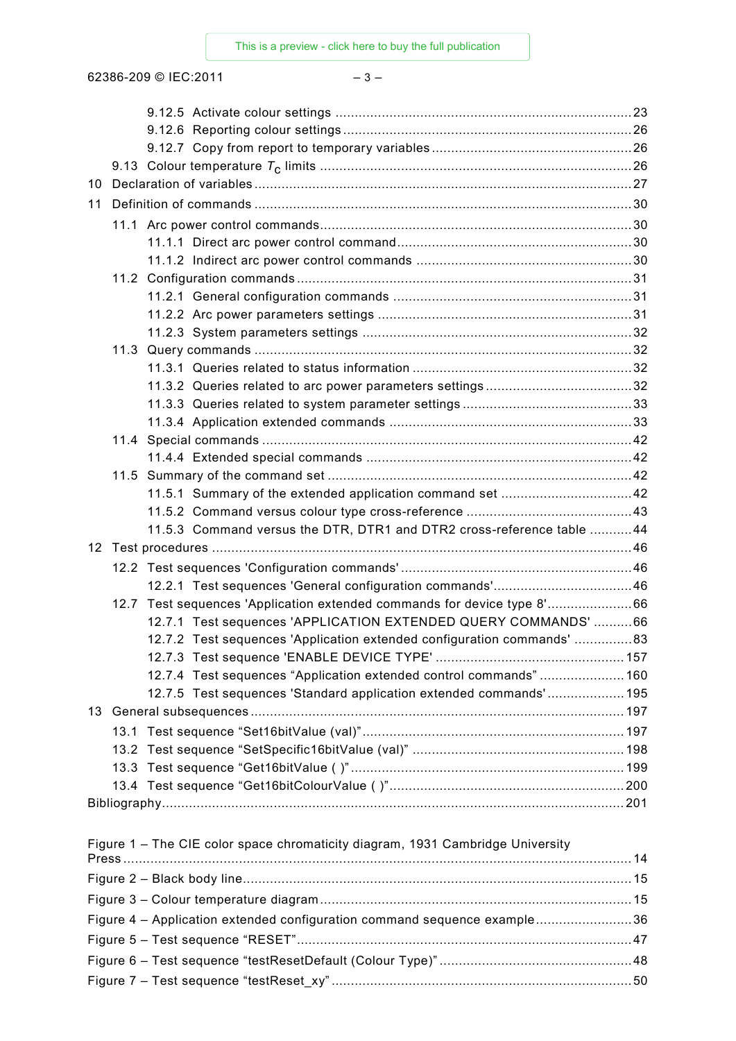9.12.5 Activate colour settings ....................................................................................23
9.12.6 Reporting colour settings ...................................................................................26
9.12.7 Copy from report to temporary variables ..........................................................26
9.13 Colour temperature $T_c$ limits ....................................................................................26
10 Declaration of variables ...................................................................................................27
11 Definition of commands ...................................................................................................30
11.1 Arc power control commands ....................................................................................30
11.1.1 Direct arc power control command ....................................................................30
11.1.2 Indirect arc power control commands ...............................................................30
11.2 Configuration commands ...........................................................................................31
11.2.1 General configuration commands .....................................................................31
11.2.2 Arc power parameters settings .........................................................................31
11.2.3 System parameters settings ..............................................................................32
11.3 Query commands .......................................................................................................32
11.3.1 Queries related to status information ................................................................32
11.3.2 Queries related to arc power parameters settings ..............................................32
11.3.3 Queries related to system parameter settings ....................................................33
11.3.4 Application extended commands .......................................................................33
11.4 Special commands .....................................................................................................42
11.4.4 Extended special commands .............................................................................42
11.5 Summary of the command set ...................................................................................42
11.5.1 Summary of the extended application command set ..........................................42
11.5.2 Command versus colour type cross-reference ...................................................43
11.5.3 Command versus the DTR, DTR1 and DTR2 cross-reference table ...................44
12 Test procedures ...............................................................................................................46
12.2 Test sequences 'Configuration commands' .................................................................46
12.2.1 Test sequences 'General configuration commands' .............................................46
12.7 Test sequences 'Application extended commands for device type 8' .........................66
12.7.1 Test sequences 'APPLICATION EXTENDED QUERY COMMANDS' ...................66
12.7.2 Test sequences 'Application extended configuration commands' .......................83
12.7.3 Test sequence 'ENABLE DEVICE TYPE' .........................................................157
12.7.4 Test sequences "Application extended control commands" ..............................160
12.7.5 Test sequences 'Standard application extended commands' ............................195
13 General subsequences ...................................................................................................197
13.1 Test sequence "Set16bitValue (val)" ........................................................................197
13.2 Test sequence "SetSpecific16bitValue (val)" ............................................................198
13.3 Test sequence "Get16bitValue ( )" ............................................................................199
13.4 Test sequence "Get16bitColourValue ( )" ..................................................................200
Bibliography .......................................................................................................................201

Figure 1 – The CIE color space chromaticity diagram, 1931 Cambridge University Press .......................................................................................................................14
Figure 2 – Black body line .....................................................................................................15
Figure 3 – Colour temperature diagram .................................................................................15
Figure 4 – Application extended configuration command sequence example .........................36
Figure 5 – Test sequence "RESET" .......................................................................................47
Figure 6 – Test sequence "testResetDefault (Colour Type)" ..................................................48
Figure 7 – Test sequence "testReset_xy" ..............................................................................50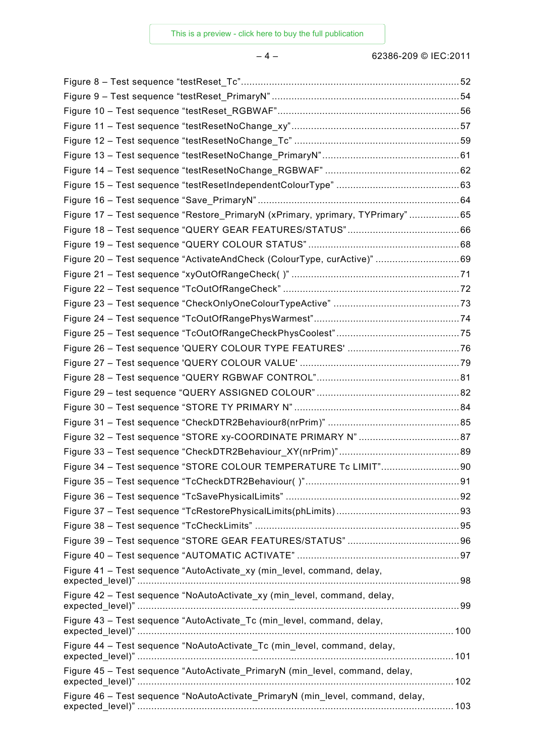Figure 8 – Test sequence “testReset_Tc” .......... 52
Figure 9 – Test sequence “testReset_PrimaryN” .......... 54
Figure 10 – Test sequence “testReset_RGBWAF” .......... 56
Figure 11 – Test sequence “testResetNoChange_xy” .......... 57
Figure 12 – Test sequence “testResetNoChange_Tc” .......... 59
Figure 13 – Test sequence “testResetNoChange_PrimaryN” .......... 61
Figure 14 – Test sequence “testResetNoChange_RGBWAF” .......... 62
Figure 15 – Test sequence “testResetIndependentColourType” .......... 63
Figure 16 – Test sequence “Save_PrimaryN” .......... 64
Figure 17 – Test sequence “Restore_PrimaryN (xPrimary, yprimary, TYPrimary” .......... 65
Figure 18 – Test sequence “QUERY GEAR FEATURES/STATUS” .......... 66
Figure 19 – Test sequence “QUERY COLOUR STATUS” .......... 68
Figure 20 – Test sequence “ActivateAndCheck (ColourType, curActive)” .......... 69
Figure 21 – Test sequence “xyOutOfRangeCheck( )” .......... 71
Figure 22 – Test sequence “TcOutOfRangeCheck” .......... 72
Figure 23 – Test sequence “CheckOnlyOneColourTypeActive” .......... 73
Figure 24 – Test sequence “TcOutOfRangePhysWarmest” .......... 74
Figure 25 – Test sequence “TcOutOfRangeCheckPhysCoolest” .......... 75
Figure 26 – Test sequence 'QUERY COLOUR TYPE FEATURES' .......... 76
Figure 27 – Test sequence 'QUERY COLOUR VALUE' .......... 79
Figure 28 – Test sequence “QUERY RGBWAF CONTROL” .......... 81
Figure 29 – test sequence “QUERY ASSIGNED COLOUR” .......... 82
Figure 30 – Test sequence “STORE TY PRIMARY N” .......... 84
Figure 31 – Test sequence “CheckDTR2Behaviour8(nrPrim)” .......... 85
Figure 32 – Test sequence “STORE xy-COORDINATE PRIMARY N” .......... 87
Figure 33 – Test sequence “CheckDTR2Behaviour_XY(nrPrim)” .......... 89
Figure 34 – Test sequence “STORE COLOUR TEMPERATURE Tc LIMIT” .......... 90
Figure 35 – Test sequence “TcCheckDTR2Behaviour( )” .......... 91
Figure 36 – Test sequence “TcSavePhysicalLimits” .......... 92
Figure 37 – Test sequence “TcRestorePhysicalLimits(phLimits) .......... 93
Figure 38 – Test sequence “TcCheckLimits” .......... 95
Figure 39 – Test sequence “STORE GEAR FEATURES/STATUS” .......... 96
Figure 40 – Test sequence “AUTOMATIC ACTIVATE” .......... 97
Figure 41 – Test sequence “AutoActivate_xy (min_level, command, delay, expected_level)” .......... 98
Figure 42 – Test sequence “NoAutoActivate_xy (min_level, command, delay, expected_level)” .......... 99
Figure 43 – Test sequence “AutoActivate_Tc (min_level, command, delay, expected_level)” .......... 100
Figure 44 – Test sequence “NoAutoActivate_Tc (min_level, command, delay, expected_level)” .......... 101
Figure 45 – Test sequence “AutoActivate_PrimaryN (min_level, command, delay, expected_level)” .......... 102
Figure 46 – Test sequence “NoAutoActivate_PrimaryN (min_level, command, delay, expected_level)” .......... 103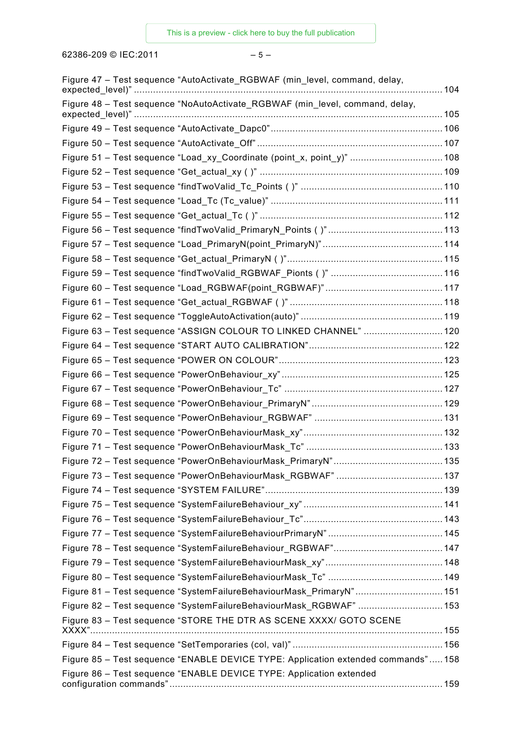Figure 47 – Test sequence “AutoActivate_RGBWAF (min_level, command, delay, expected_level)” ........ 104

Figure 48 – Test sequence “NoAutoActivate_RGBWAF (min_level, command, delay, expected_level)” ........ 105

Figure 49 – Test sequence “AutoActivate_Dapc0” ........ 106

Figure 50 – Test sequence “AutoActivate_Off” ........ 107

Figure 51 – Test sequence “Load_xy_Coordinate (point_x, point_y)” ........ 108

Figure 52 – Test sequence “Get_actual_xy ( )” ........ 109

Figure 53 – Test sequence “findTwoValid_Tc_Points ( )” ........ 110

Figure 54 – Test sequence “Load_Tc (Tc_value)” ........ 111

Figure 55 – Test sequence “Get_actual_Tc ( )” ........ 112

Figure 56 – Test sequence “findTwoValid_PrimaryN_Points ( )” ........ 113

Figure 57 – Test sequence “Load_PrimaryN(point_PrimaryN)” ........ 114

Figure 58 – Test sequence “Get_actual_PrimaryN ( )” ........ 115

Figure 59 – Test sequence “findTwoValid_RGBWAF_Pionts ( )” ........ 116

Figure 60 – Test sequence “Load_RGBWAF(point_RGBWAF)” ........ 117

Figure 61 – Test sequence “Get_actual_RGBWAF ( )” ........ 118

Figure 62 – Test sequence “ToggleAutoActivation(auto)” ........ 119

Figure 63 – Test sequence “ASSIGN COLOUR TO LINKED CHANNEL” ........ 120

Figure 64 – Test sequence “START AUTO CALIBRATION” ........ 122

Figure 65 – Test sequence “POWER ON COLOUR” ........ 123

Figure 66 – Test sequence “PowerOnBehaviour_xy” ........ 125

Figure 67 – Test sequence “PowerOnBehaviour_Tc” ........ 127

Figure 68 – Test sequence “PowerOnBehaviour_PrimaryN” ........ 129

Figure 69 – Test sequence “PowerOnBehaviour_RGBWAF” ........ 131

Figure 70 – Test sequence “PowerOnBehaviourMask_xy” ........ 132

Figure 71 – Test sequence “PowerOnBehaviourMask_Tc” ........ 133

Figure 72 – Test sequence “PowerOnBehaviourMask_PrimaryN” ........ 135

Figure 73 – Test sequence “PowerOnBehaviourMask_RGBWAF” ........ 137

Figure 74 – Test sequence “SYSTEM FAILURE” ........ 139

Figure 75 – Test sequence “SystemFailureBehaviour_xy” ........ 141

Figure 76 – Test sequence “SystemFailureBehaviour_Tc” ........ 143

Figure 77 – Test sequence “SystemFailureBehaviourPrimaryN” ........ 145

Figure 78 – Test sequence “SystemFailureBehaviour_RGBWAF” ........ 147

Figure 79 – Test sequence “SystemFailureBehaviourMask_xy” ........ 148

Figure 80 – Test sequence “SystemFailureBehaviourMask_Tc” ........ 149

Figure 81 – Test sequence “SystemFailureBehaviourMask_PrimaryN” ........ 151

Figure 82 – Test sequence “SystemFailureBehaviourMask_RGBWAF” ........ 153

Figure 83 – Test sequence “STORE THE DTR AS SCENE XXXX/ GOTO SCENE XXXX” ........ 155

Figure 84 – Test sequence “SetTemporaries (col, val)” ........ 156

Figure 85 – Test sequence “ENABLE DEVICE TYPE: Application extended commands” ........ 158

Figure 86 – Test sequence “ENABLE DEVICE TYPE: Application extended configuration commands” ........ 159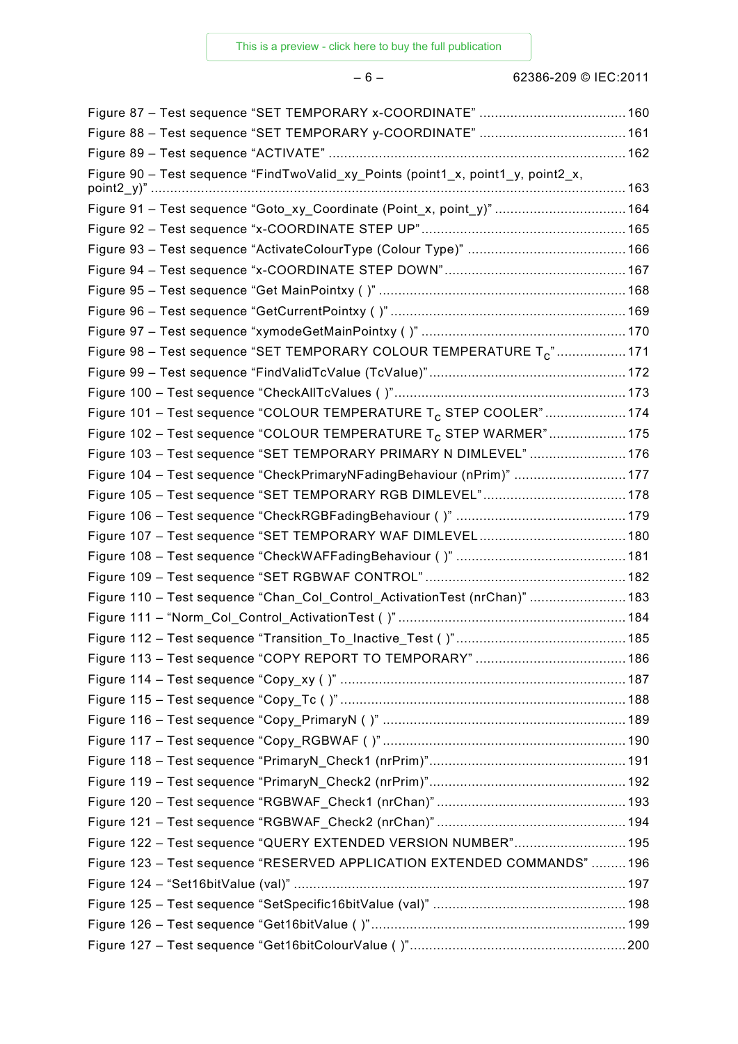Figure 87 – Test sequence “SET TEMPORARY x-COORDINATE” ...................................... 160
Figure 88 – Test sequence “SET TEMPORARY y-COORDINATE” ...................................... 161
Figure 89 – Test sequence “ACTIVATE” ............................................................................ 162
Figure 90 – Test sequence “FindTwoValid_xy_Points (point1_x, point1_y, point2_x, point2_y)” ........................................................................................................................ 163
Figure 91 – Test sequence “Goto_xy_Coordinate (Point_x, point_y)” .................................. 164
Figure 92 – Test sequence “x-COORDINATE STEP UP” ..................................................... 165
Figure 93 – Test sequence “ActivateColourType (Colour Type)” ......................................... 166
Figure 94 – Test sequence “x-COORDINATE STEP DOWN” ............................................... 167
Figure 95 – Test sequence “Get MainPointxy ( )” ................................................................ 168
Figure 96 – Test sequence “GetCurrentPointxy ( )” ............................................................. 169
Figure 97 – Test sequence “xymodeGetMainPointxy ( )” ..................................................... 170
Figure 98 – Test sequence “SET TEMPORARY COLOUR TEMPERATURE $T_C$” .................. 171
Figure 99 – Test sequence “FindValidTcValue (TcValue)” ................................................... 172
Figure 100 – Test sequence “CheckAllTcValues ( )” ............................................................ 173
Figure 101 – Test sequence “COLOUR TEMPERATURE $T_C$ STEP COOLER” ..................... 174
Figure 102 – Test sequence “COLOUR TEMPERATURE $T_C$ STEP WARMER” .................... 175
Figure 103 – Test sequence “SET TEMPORARY PRIMARY N DIMLEVEL” ......................... 176
Figure 104 – Test sequence “CheckPrimaryNFadingBehaviour (nPrim)” ............................. 177
Figure 105 – Test sequence “SET TEMPORARY RGB DIMLEVEL” ..................................... 178
Figure 106 – Test sequence “CheckRGBFadingBehaviour ( )” ............................................ 179
Figure 107 – Test sequence “SET TEMPORARY WAF DIMLEVEL ...................................... 180
Figure 108 – Test sequence “CheckWAFFadingBehaviour ( )” ............................................ 181
Figure 109 – Test sequence “SET RGBWAF CONTROL” .................................................... 182
Figure 110 – Test sequence “Chan_Col_Control_ActivationTest (nrChan)” ......................... 183
Figure 111 – “Norm_Col_Control_ActivationTest ( )” ........................................................... 184
Figure 112 – Test sequence “Transition_To_Inactive_Test ( )” ............................................ 185
Figure 113 – Test sequence “COPY REPORT TO TEMPORARY” ....................................... 186
Figure 114 – Test sequence “Copy_xy ( )” .......................................................................... 187
Figure 115 – Test sequence “Copy_Tc ( )” .......................................................................... 188
Figure 116 – Test sequence “Copy_PrimaryN ( )” ............................................................... 189
Figure 117 – Test sequence “Copy_RGBWAF ( )” ............................................................... 190
Figure 118 – Test sequence “PrimaryN_Check1 (nrPrim)” ................................................... 191
Figure 119 – Test sequence “PrimaryN_Check2 (nrPrim)” ................................................... 192
Figure 120 – Test sequence “RGBWAF_Check1 (nrChan)” ................................................. 193
Figure 121 – Test sequence “RGBWAF_Check2 (nrChan)” ................................................. 194
Figure 122 – Test sequence “QUERY EXTENDED VERSION NUMBER” ............................. 195
Figure 123 – Test sequence “RESERVED APPLICATION EXTENDED COMMANDS” ......... 196
Figure 124 – “Set16bitValue (val)” ...................................................................................... 197
Figure 125 – Test sequence “SetSpecific16bitValue (val)” .................................................. 198
Figure 126 – Test sequence “Get16bitValue ( )” .................................................................. 199
Figure 127 – Test sequence “Get16bitColourValue ( )” ........................................................ 200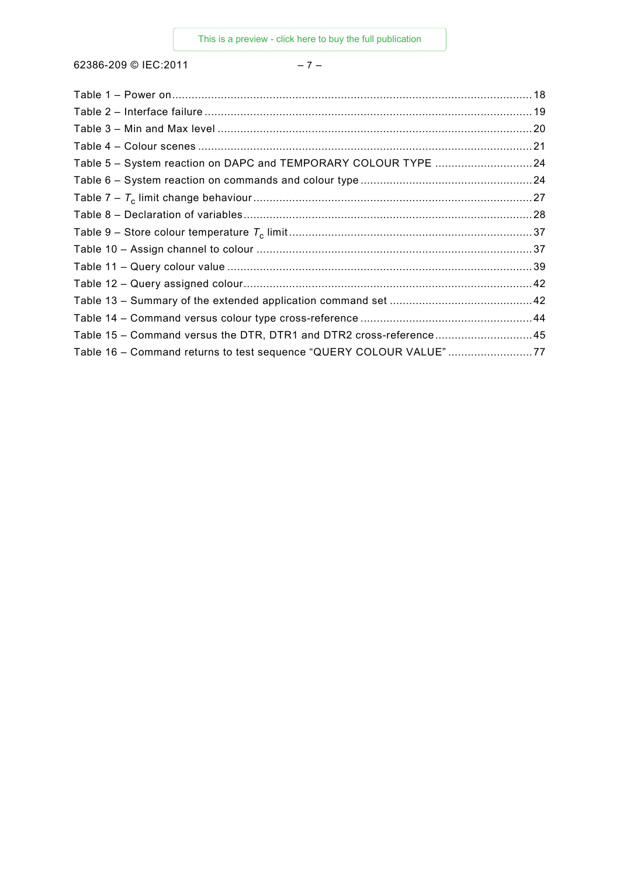Table 1 – Power on .............................................................................................................. 18
Table 2 – Interface failure .................................................................................................... 19
Table 3 – Min and Max level ................................................................................................ 20
Table 4 – Colour scenes ...................................................................................................... 21
Table 5 – System reaction on DAPC and TEMPORARY COLOUR TYPE .............................. 24
Table 6 – System reaction on commands and colour type ..................................................... 24
Table 7 – $T_c$ limit change behaviour ...................................................................................... 27
Table 8 – Declaration of variables ........................................................................................ 28
Table 9 – Store colour temperature $T_c$ limit ........................................................................... 37
Table 10 – Assign channel to colour ..................................................................................... 37
Table 11 – Query colour value .............................................................................................. 39
Table 12 – Query assigned colour ......................................................................................... 42
Table 13 – Summary of the extended application command set ............................................ 42
Table 14 – Command versus colour type cross-reference ..................................................... 44
Table 15 – Command versus the DTR, DTR1 and DTR2 cross-reference .............................. 45
Table 16 – Command returns to test sequence “QUERY COLOUR VALUE” .......................... 77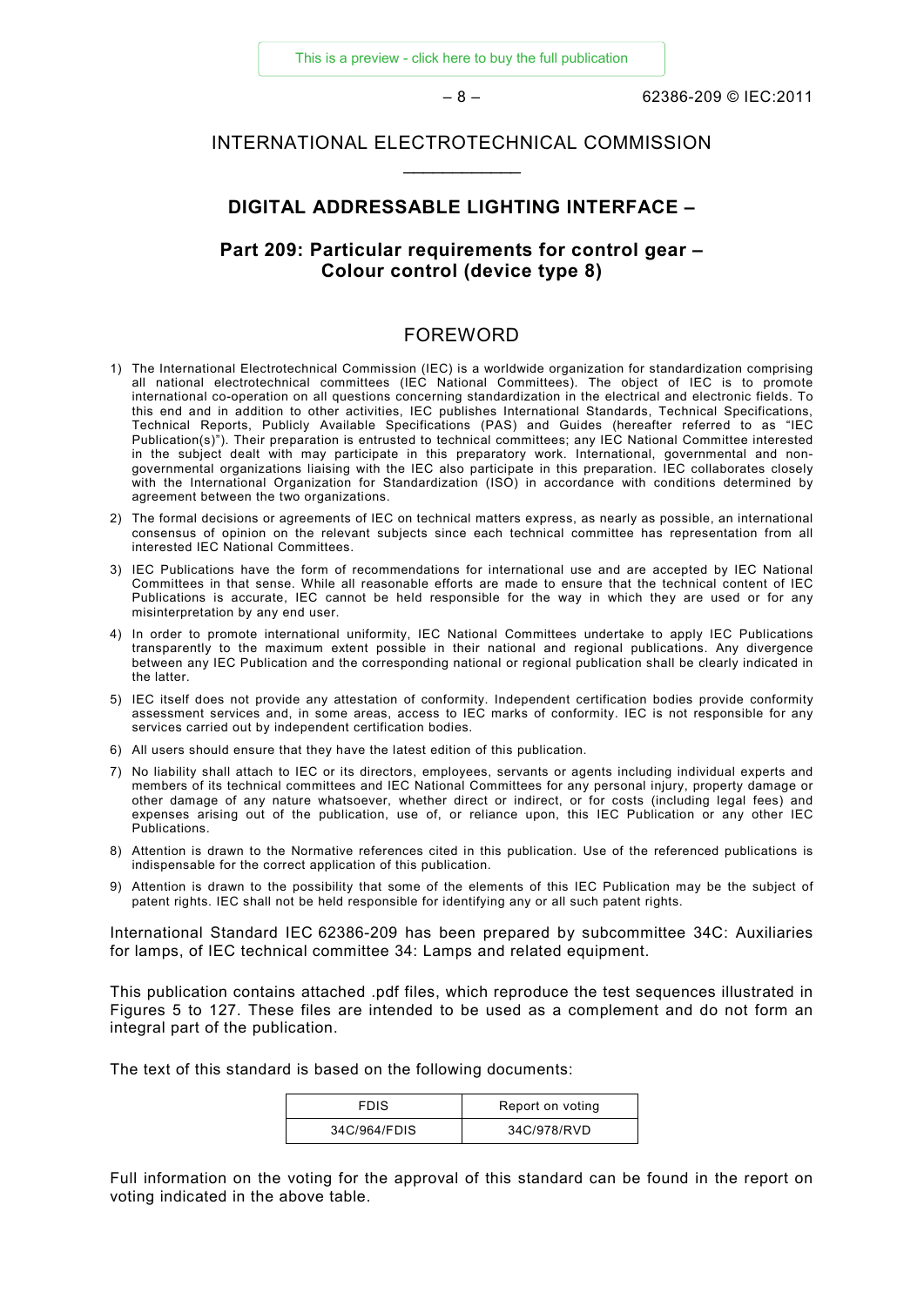# INTERNATIONAL ELECTROTECHNICAL COMMISSION

___________

## DIGITAL ADDRESSABLE LIGHTING INTERFACE –

## Part 209: Particular requirements for control gear – Colour control (device type 8)

## FOREWORD

1) The International Electrotechnical Commission (IEC) is a worldwide organization for standardization comprising all national electrotechnical committees (IEC National Committees). The object of IEC is to promote international co-operation on all questions concerning standardization in the electrical and electronic fields. To this end and in addition to other activities, IEC publishes International Standards, Technical Specifications, Technical Reports, Publicly Available Specifications (PAS) and Guides (hereafter referred to as "IEC Publication(s)"). Their preparation is entrusted to technical committees; any IEC National Committee interested in the subject dealt with may participate in this preparatory work. International, governmental and non-governmental organizations liaising with the IEC also participate in this preparation. IEC collaborates closely with the International Organization for Standardization (ISO) in accordance with conditions determined by agreement between the two organizations.
2) The formal decisions or agreements of IEC on technical matters express, as nearly as possible, an international consensus of opinion on the relevant subjects since each technical committee has representation from all interested IEC National Committees.
3) IEC Publications have the form of recommendations for international use and are accepted by IEC National Committees in that sense. While all reasonable efforts are made to ensure that the technical content of IEC Publications is accurate, IEC cannot be held responsible for the way in which they are used or for any misinterpretation by any end user.
4) In order to promote international uniformity, IEC National Committees undertake to apply IEC Publications transparently to the maximum extent possible in their national and regional publications. Any divergence between any IEC Publication and the corresponding national or regional publication shall be clearly indicated in the latter.
5) IEC itself does not provide any attestation of conformity. Independent certification bodies provide conformity assessment services and, in some areas, access to IEC marks of conformity. IEC is not responsible for any services carried out by independent certification bodies.
6) All users should ensure that they have the latest edition of this publication.
7) No liability shall attach to IEC or its directors, employees, servants or agents including individual experts and members of its technical committees and IEC National Committees for any personal injury, property damage or other damage of any nature whatsoever, whether direct or indirect, or for costs (including legal fees) and expenses arising out of the publication, use of, or reliance upon, this IEC Publication or any other IEC Publications.
8) Attention is drawn to the Normative references cited in this publication. Use of the referenced publications is indispensable for the correct application of this publication.
9) Attention is drawn to the possibility that some of the elements of this IEC Publication may be the subject of patent rights. IEC shall not be held responsible for identifying any or all such patent rights.

International Standard IEC 62386-209 has been prepared by subcommittee 34C: Auxiliaries for lamps, of IEC technical committee 34: Lamps and related equipment.

This publication contains attached .pdf files, which reproduce the test sequences illustrated in Figures 5 to 127. These files are intended to be used as a complement and do not form an integral part of the publication.

The text of this standard is based on the following documents:

| FDIS | Report on voting |
|---|---|
| 34C/964/FDIS | 34C/978/RVD |

Full information on the voting for the approval of this standard can be found in the report on voting indicated in the above table.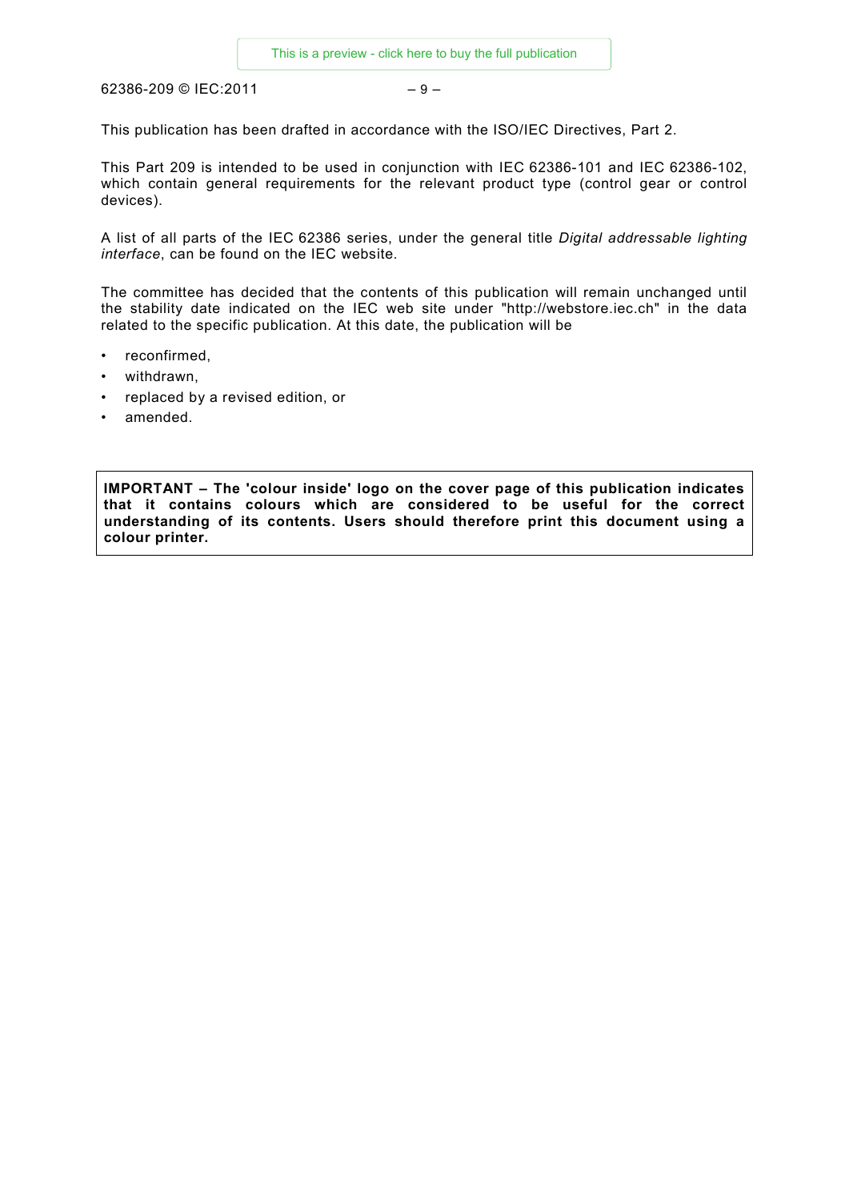This publication has been drafted in accordance with the ISO/IEC Directives, Part 2.

This Part 209 is intended to be used in conjunction with IEC 62386-101 and IEC 62386-102, which contain general requirements for the relevant product type (control gear or control devices).

A list of all parts of the IEC 62386 series, under the general title *Digital addressable lighting interface*, can be found on the IEC website.

The committee has decided that the contents of this publication will remain unchanged until the stability date indicated on the IEC web site under "http://webstore.iec.ch" in the data related to the specific publication. At this date, the publication will be

- reconfirmed,
- withdrawn,
- replaced by a revised edition, or
- amended.

**IMPORTANT – The 'colour inside' logo on the cover page of this publication indicates that it contains colours which are considered to be useful for the correct understanding of its contents. Users should therefore print this document using a colour printer.**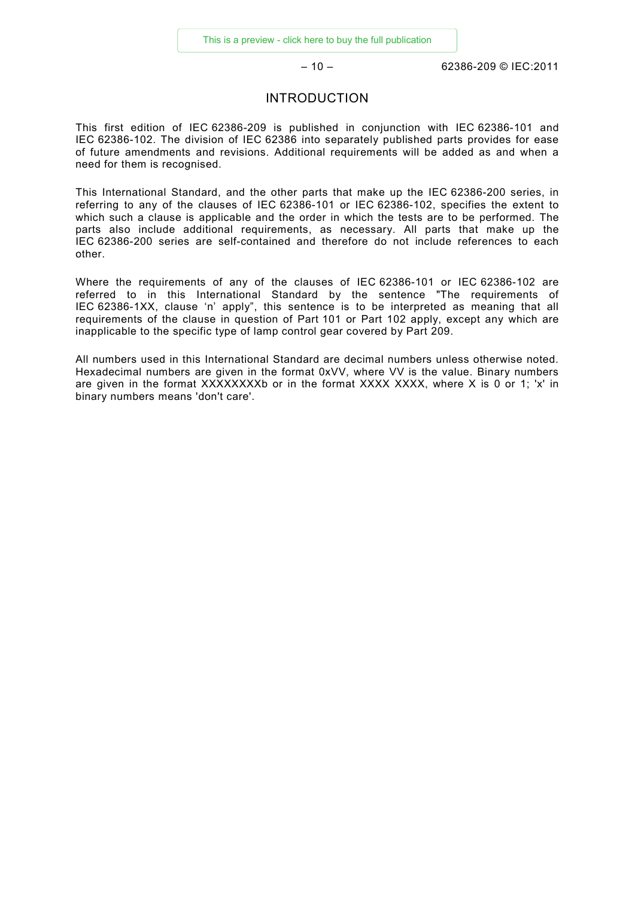# INTRODUCTION

This first edition of IEC 62386-209 is published in conjunction with IEC 62386-101 and IEC 62386-102. The division of IEC 62386 into separately published parts provides for ease of future amendments and revisions. Additional requirements will be added as and when a need for them is recognised.

This International Standard, and the other parts that make up the IEC 62386-200 series, in referring to any of the clauses of IEC 62386-101 or IEC 62386-102, specifies the extent to which such a clause is applicable and the order in which the tests are to be performed. The parts also include additional requirements, as necessary. All parts that make up the IEC 62386-200 series are self-contained and therefore do not include references to each other.

Where the requirements of any of the clauses of IEC 62386-101 or IEC 62386-102 are referred to in this International Standard by the sentence "The requirements of IEC 62386-1XX, clause 'n' apply", this sentence is to be interpreted as meaning that all requirements of the clause in question of Part 101 or Part 102 apply, except any which are inapplicable to the specific type of lamp control gear covered by Part 209.

All numbers used in this International Standard are decimal numbers unless otherwise noted. Hexadecimal numbers are given in the format 0xVV, where VV is the value. Binary numbers are given in the format XXXXXXXXb or in the format XXXX XXXX, where X is 0 or 1; 'x' in binary numbers means 'don't care'.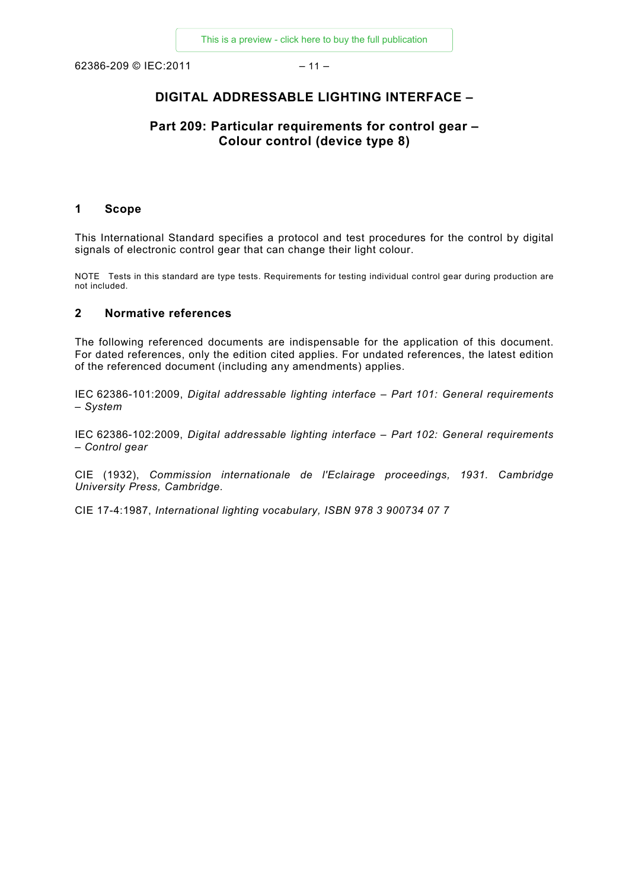# DIGITAL ADDRESSABLE LIGHTING INTERFACE –

## Part 209: Particular requirements for control gear – Colour control (device type 8)

## 1 Scope

This International Standard specifies a protocol and test procedures for the control by digital signals of electronic control gear that can change their light colour.

NOTE Tests in this standard are type tests. Requirements for testing individual control gear during production are not included.

## 2 Normative references

The following referenced documents are indispensable for the application of this document. For dated references, only the edition cited applies. For undated references, the latest edition of the referenced document (including any amendments) applies.

IEC 62386-101:2009, *Digital addressable lighting interface – Part 101: General requirements – System*

IEC 62386-102:2009, *Digital addressable lighting interface – Part 102: General requirements – Control gear*

CIE (1932), *Commission internationale de l'Eclairage proceedings, 1931. Cambridge University Press, Cambridge.*

CIE 17-4:1987, *International lighting vocabulary, ISBN 978 3 900734 07 7*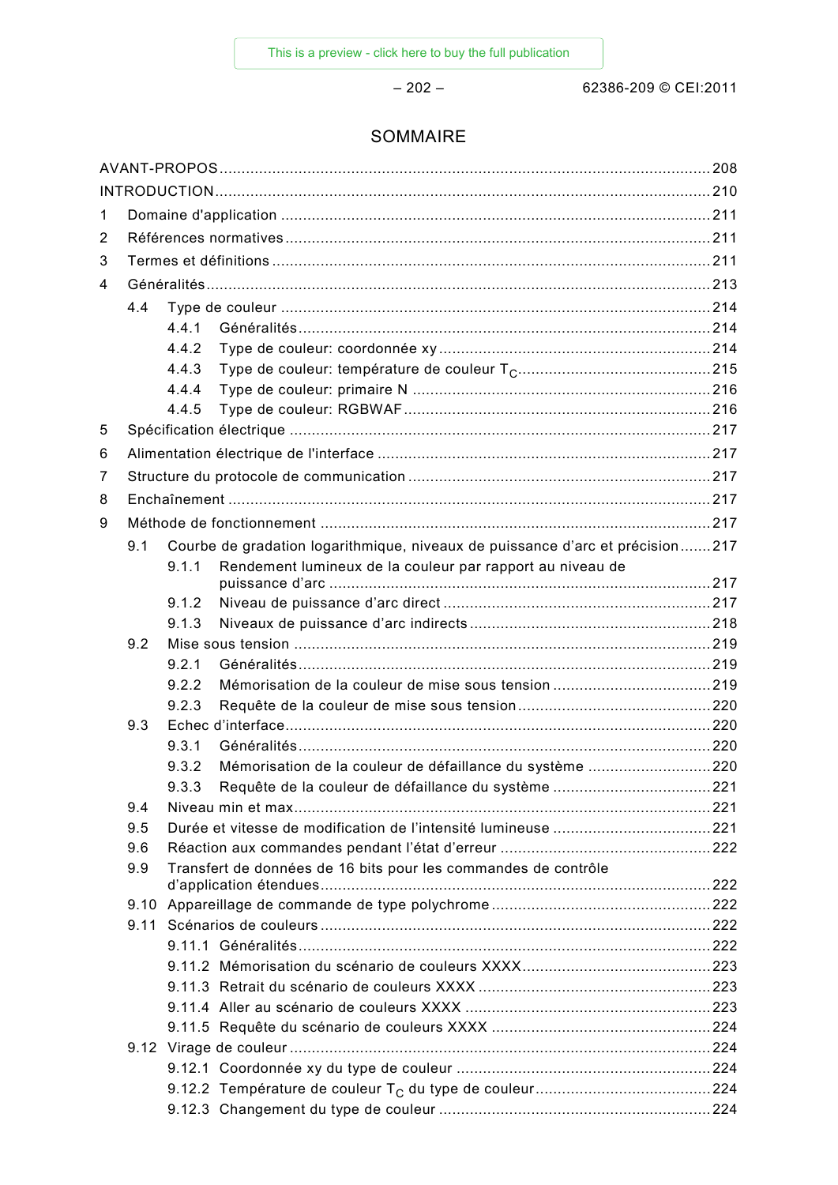# SOMMAIRE

AVANT-PROPOS ............................................................................................................. 208
INTRODUCTION ............................................................................................................... 210
1 Domaine d'application ................................................................................................ 211
2 Références normatives ............................................................................................... 211
3 Termes et définitions .................................................................................................. 211
4 Généralités ................................................................................................................. 213
  4.4 Type de couleur ..................................................................................................... 214
    4.4.1 Généralités ..................................................................................................... 214
    4.4.2 Type de couleur: coordonnée xy ..................................................................... 214
    4.4.3 Type de couleur: température de couleur $T_C$ ................................................... 215
    4.4.4 Type de couleur: primaire N ............................................................................ 216
    4.4.5 Type de couleur: RGBWAF ............................................................................. 216
5 Spécification électrique ............................................................................................... 217
6 Alimentation électrique de l'interface ........................................................................... 217
7 Structure du protocole de communication .................................................................... 217
8 Enchaînement ............................................................................................................ 217
9 Méthode de fonctionnement ........................................................................................ 217
  9.1 Courbe de gradation logarithmique, niveaux de puissance d'arc et précision ....... 217
    9.1.1 Rendement lumineux de la couleur par rapport au niveau de puissance d'arc ....... 217
    9.1.2 Niveau de puissance d'arc direct ..................................................................... 217
    9.1.3 Niveaux de puissance d'arc indirects ............................................................... 218
  9.2 Mise sous tension ................................................................................................. 219
    9.2.1 Généralités ..................................................................................................... 219
    9.2.2 Mémorisation de la couleur de mise sous tension ............................................. 219
    9.2.3 Requête de la couleur de mise sous tension .................................................... 220
  9.3 Echec d'interface ................................................................................................... 220
    9.3.1 Généralités ..................................................................................................... 220
    9.3.2 Mémorisation de la couleur de défaillance du système ..................................... 220
    9.3.3 Requête de la couleur de défaillance du système ............................................. 221
  9.4 Niveau min et max ................................................................................................. 221
  9.5 Durée et vitesse de modification de l'intensité lumineuse .................................... 221
  9.6 Réaction aux commandes pendant l'état d'erreur ................................................. 222
  9.9 Transfert de données de 16 bits pour les commandes de contrôle d'application étendues ....... 222
  9.10 Appareillage de commande de type polychrome ................................................... 222
  9.11 Scénarios de couleurs ......................................................................................... 222
    9.11.1 Généralités ................................................................................................... 222
    9.11.2 Mémorisation du scénario de couleurs XXXX ................................................. 223
    9.11.3 Retrait du scénario de couleurs XXXX ........................................................... 223
    9.11.4 Aller au scénario de couleurs XXXX .............................................................. 223
    9.11.5 Requête du scénario de couleurs XXXX ......................................................... 224
  9.12 Virage de couleur ................................................................................................ 224
    9.12.1 Coordonnée xy du type de couleur ................................................................ 224
    9.12.2 Température de couleur $T_C$ du type de couleur ............................................ 224
    9.12.3 Changement du type de couleur .................................................................... 224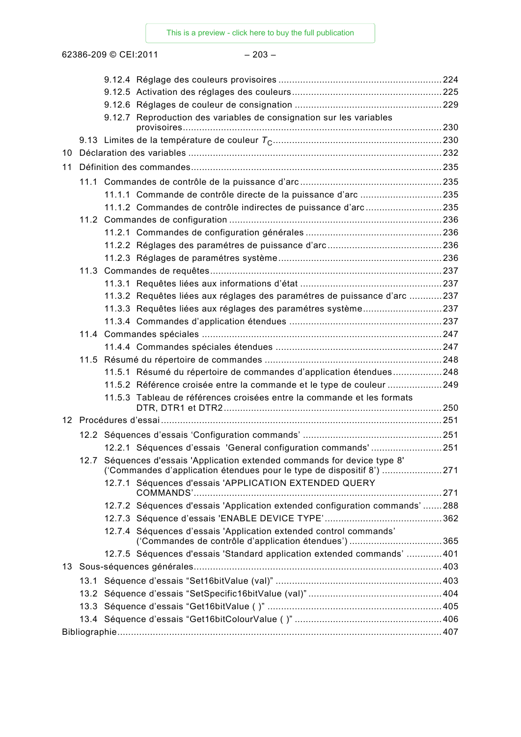9.12.4 Réglage des couleurs provisoires ........................................................... 224

9.12.5 Activation des réglages des couleurs ....................................................... 225

9.12.6 Réglages de couleur de consignation ...................................................... 229

9.12.7 Reproduction des variables de consignation sur les variables provisoires ................................................................................................ 230

9.13 Limites de la température de couleur $T_C$ ............................................................. 230

10 Déclaration des variables ........................................................................................... 232

11 Définition des commandes .......................................................................................... 235

11.1 Commandes de contrôle de la puissance d'arc .................................................... 235

11.1.1 Commande de contrôle directe de la puissance d'arc .............................. 235

11.1.2 Commandes de contrôle indirectes de puissance d'arc ............................ 235

11.2 Commandes de configuration .............................................................................. 236

11.2.1 Commandes de configuration générales .................................................. 236

11.2.2 Réglages des paramétres de puissance d'arc .......................................... 236

11.2.3 Réglages de paramétres système ............................................................ 236

11.3 Commandes de requêtes ..................................................................................... 237

11.3.1 Requêtes liées aux informations d'état .................................................... 237

11.3.2 Requêtes liées aux réglages des paramétres de puissance d'arc ............ 237

11.3.3 Requêtes liées aux réglages des paramétres système ............................ 237

11.3.4 Commandes d'application étendues ........................................................ 237

11.4 Commandes spéciales ........................................................................................ 247

11.4.4 Commandes spéciales étendues ............................................................. 247

11.5 Résumé du répertoire de commandes ................................................................. 248

11.5.1 Résumé du répertoire de commandes d'application étendues .................. 248

11.5.2 Référence croisée entre la commande et le type de couleur .................... 249

11.5.3 Tableau de références croisées entre la commande et les formats DTR, DTR1 et DTR2 ................................................................................. 250

12 Procédures d'essai ...................................................................................................... 251

12.2 Séquences d'essais 'Configuration commands' ................................................... 251

12.2.1 Séquences d'essais 'General configuration commands' .......................... 251

12.7 Séquences d'essais 'Application extended commands for device type 8' ('Commandes d'application étendues pour le type de dispositif 8') ...................... 271

12.7.1 Séquences d'essais 'APPLICATION EXTENDED QUERY COMMANDS' ........................................................................................... 271

12.7.2 Séquences d'essais 'Application extended configuration commands' ....... 288

12.7.3 Séquence d'essais 'ENABLE DEVICE TYPE' ........................................... 362

12.7.4 Séquences d'essais 'Application extended control commands' ('Commandes de contrôle d'application étendues') .................................. 365

12.7.5 Séquences d'essais 'Standard application extended commands' ............. 401

13 Sous-séquences générales .......................................................................................... 403

13.1 Séquence d'essais "Set16bitValue (val)" ............................................................. 403

13.2 Séquence d'essais "SetSpecific16bitValue (val)" ................................................. 404

13.3 Séquence d'essais "Get16bitValue ( )" ................................................................ 405

13.4 Séquence d'essais "Get16bitColourValue ( )" ..................................................... 406

Bibliographie ...................................................................................................................... 407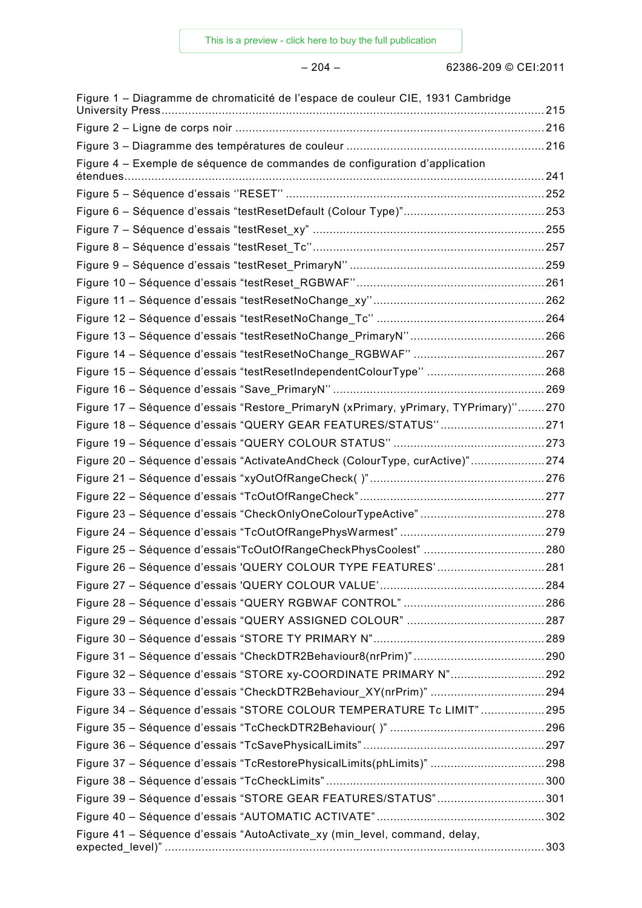Figure 1 – Diagramme de chromaticité de l’espace de couleur CIE, 1931 Cambridge University Press ........ 215

Figure 2 – Ligne de corps noir ........ 216

Figure 3 – Diagramme des températures de couleur ........ 216

Figure 4 – Exemple de séquence de commandes de configuration d’application étendues ........ 241

Figure 5 – Séquence d’essais ’’RESET’’ ........ 252

Figure 6 – Séquence d’essais “testResetDefault (Colour Type)” ........ 253

Figure 7 – Séquence d’essais “testReset_xy” ........ 255

Figure 8 – Séquence d’essais “testReset_Tc’’ ........ 257

Figure 9 – Séquence d’essais “testReset_PrimaryN’’ ........ 259

Figure 10 – Séquence d’essais “testReset_RGBWAF’’ ........ 261

Figure 11 – Séquence d’essais “testResetNoChange_xy’’ ........ 262

Figure 12 – Séquence d’essais “testResetNoChange_Tc’’ ........ 264

Figure 13 – Séquence d’essais “testResetNoChange_PrimaryN’’ ........ 266

Figure 14 – Séquence d’essais “testResetNoChange_RGBWAF’’ ........ 267

Figure 15 – Séquence d’essais “testResetIndependentColourType’’ ........ 268

Figure 16 – Séquence d’essais “Save_PrimaryN’’ ........ 269

Figure 17 – Séquence d’essais “Restore_PrimaryN (xPrimary, yPrimary, TYPrimary)’’ ........ 270

Figure 18 – Séquence d’essais “QUERY GEAR FEATURES/STATUS’’ ........ 271

Figure 19 – Séquence d’essais “QUERY COLOUR STATUS’’ ........ 273

Figure 20 – Séquence d’essais “ActivateAndCheck (ColourType, curActive)” ........ 274

Figure 21 – Séquence d’essais “xyOutOfRangeCheck( )” ........ 276

Figure 22 – Séquence d’essais “TcOutOfRangeCheck” ........ 277

Figure 23 – Séquence d’essais “CheckOnlyOneColourTypeActive” ........ 278

Figure 24 – Séquence d’essais “TcOutOfRangePhysWarmest” ........ 279

Figure 25 – Séquence d’essais“TcOutOfRangeCheckPhysCoolest” ........ 280

Figure 26 – Séquence d’essais 'QUERY COLOUR TYPE FEATURES’ ........ 281

Figure 27 – Séquence d’essais 'QUERY COLOUR VALUE’ ........ 284

Figure 28 – Séquence d’essais “QUERY RGBWAF CONTROL” ........ 286

Figure 29 – Séquence d’essais “QUERY ASSIGNED COLOUR” ........ 287

Figure 30 – Séquence d’essais “STORE TY PRIMARY N” ........ 289

Figure 31 – Séquence d’essais “CheckDTR2Behaviour8(nrPrim)” ........ 290

Figure 32 – Séquence d’essais “STORE xy-COORDINATE PRIMARY N” ........ 292

Figure 33 – Séquence d’essais “CheckDTR2Behaviour_XY(nrPrim)” ........ 294

Figure 34 – Séquence d’essais “STORE COLOUR TEMPERATURE Tc LIMIT” ........ 295

Figure 35 – Séquence d’essais “TcCheckDTR2Behaviour( )” ........ 296

Figure 36 – Séquence d’essais “TcSavePhysicalLimits” ........ 297

Figure 37 – Séquence d’essais “TcRestorePhysicalLimits(phLimits)” ........ 298

Figure 38 – Séquence d’essais “TcCheckLimits” ........ 300

Figure 39 – Séquence d’essais “STORE GEAR FEATURES/STATUS” ........ 301

Figure 40 – Séquence d’essais “AUTOMATIC ACTIVATE” ........ 302

Figure 41 – Séquence d’essais “AutoActivate_xy (min_level, command, delay, expected_level)” ........ 303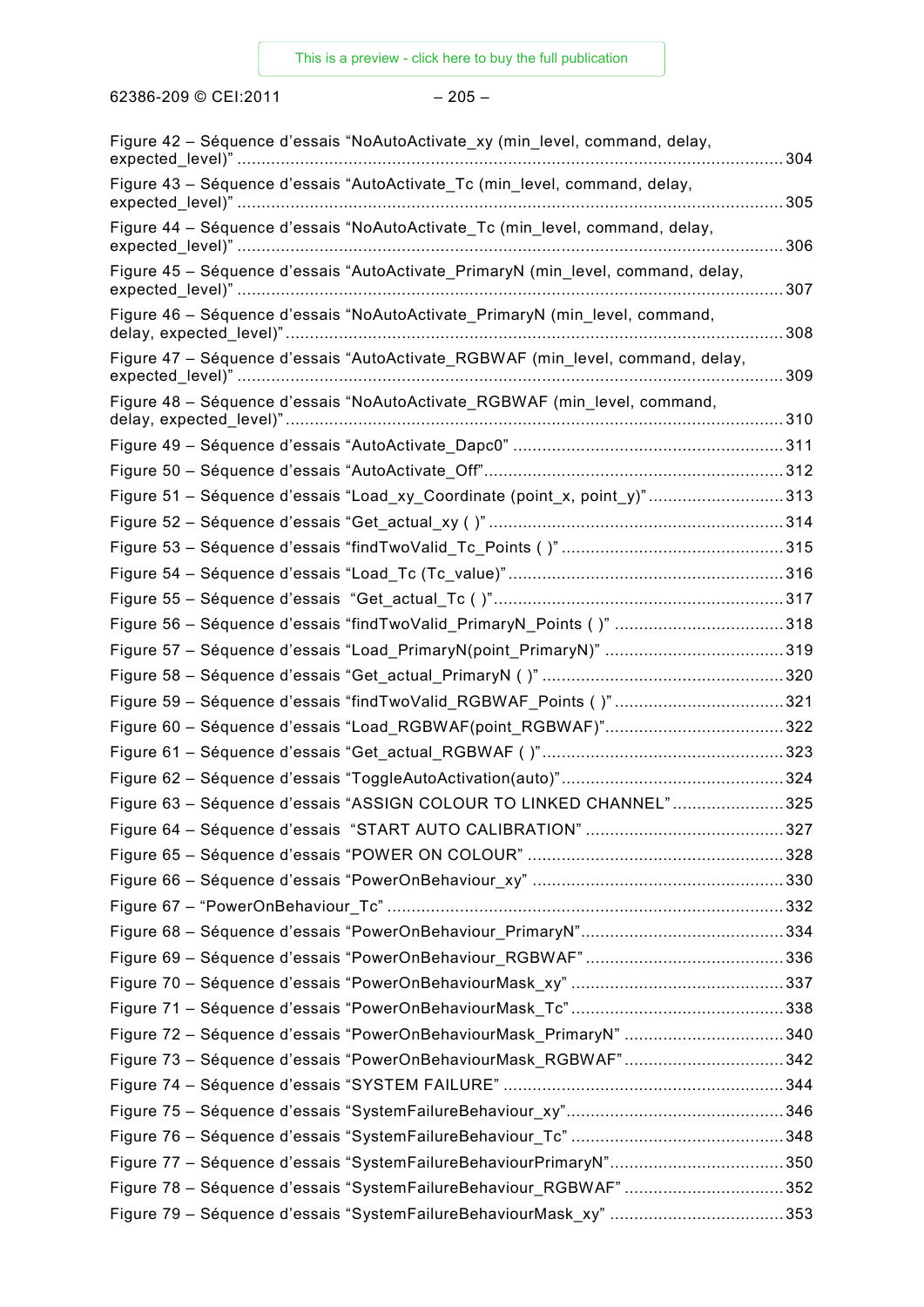Figure 42 – Séquence d'essais "NoAutoActivate_xy (min_level, command, delay, expected_level)" ........ 304

Figure 43 – Séquence d'essais "AutoActivate_Tc (min_level, command, delay, expected_level)" ........ 305

Figure 44 – Séquence d'essais "NoAutoActivate_Tc (min_level, command, delay, expected_level)" ........ 306

Figure 45 – Séquence d'essais "AutoActivate_PrimaryN (min_level, command, delay, expected_level)" ........ 307

Figure 46 – Séquence d'essais "NoAutoActivate_PrimaryN (min_level, command, delay, expected_level)" ........ 308

Figure 47 – Séquence d'essais "AutoActivate_RGBWAF (min_level, command, delay, expected_level)" ........ 309

Figure 48 – Séquence d'essais "NoAutoActivate_RGBWAF (min_level, command, delay, expected_level)" ........ 310

Figure 49 – Séquence d'essais "AutoActivate_Dapc0" ........ 311

Figure 50 – Séquence d'essais "AutoActivate_Off" ........ 312

Figure 51 – Séquence d'essais "Load_xy_Coordinate (point_x, point_y)" ........ 313

Figure 52 – Séquence d'essais "Get_actual_xy ( )" ........ 314

Figure 53 – Séquence d'essais "findTwoValid_Tc_Points ( )" ........ 315

Figure 54 – Séquence d'essais "Load_Tc (Tc_value)" ........ 316

Figure 55 – Séquence d'essais "Get_actual_Tc ( )" ........ 317

Figure 56 – Séquence d'essais "findTwoValid_PrimaryN_Points ( )" ........ 318

Figure 57 – Séquence d'essais "Load_PrimaryN(point_PrimaryN)" ........ 319

Figure 58 – Séquence d'essais "Get_actual_PrimaryN ( )" ........ 320

Figure 59 – Séquence d'essais "findTwoValid_RGBWAF_Points ( )" ........ 321

Figure 60 – Séquence d'essais "Load_RGBWAF(point_RGBWAF)" ........ 322

Figure 61 – Séquence d'essais "Get_actual_RGBWAF ( )" ........ 323

Figure 62 – Séquence d'essais "ToggleAutoActivation(auto)" ........ 324

Figure 63 – Séquence d'essais "ASSIGN COLOUR TO LINKED CHANNEL" ........ 325

Figure 64 – Séquence d'essais "START AUTO CALIBRATION" ........ 327

Figure 65 – Séquence d'essais "POWER ON COLOUR" ........ 328

Figure 66 – Séquence d'essais "PowerOnBehaviour_xy" ........ 330

Figure 67 – "PowerOnBehaviour_Tc" ........ 332

Figure 68 – Séquence d'essais "PowerOnBehaviour_PrimaryN" ........ 334

Figure 69 – Séquence d'essais "PowerOnBehaviour_RGBWAF" ........ 336

Figure 70 – Séquence d'essais "PowerOnBehaviourMask_xy" ........ 337

Figure 71 – Séquence d'essais "PowerOnBehaviourMask_Tc" ........ 338

Figure 72 – Séquence d'essais "PowerOnBehaviourMask_PrimaryN" ........ 340

Figure 73 – Séquence d'essais "PowerOnBehaviourMask_RGBWAF" ........ 342

Figure 74 – Séquence d'essais "SYSTEM FAILURE" ........ 344

Figure 75 – Séquence d'essais "SystemFailureBehaviour_xy" ........ 346

Figure 76 – Séquence d'essais "SystemFailureBehaviour_Tc" ........ 348

Figure 77 – Séquence d'essais "SystemFailureBehaviourPrimaryN" ........ 350

Figure 78 – Séquence d'essais "SystemFailureBehaviour_RGBWAF" ........ 352

Figure 79 – Séquence d'essais "SystemFailureBehaviourMask_xy" ........ 353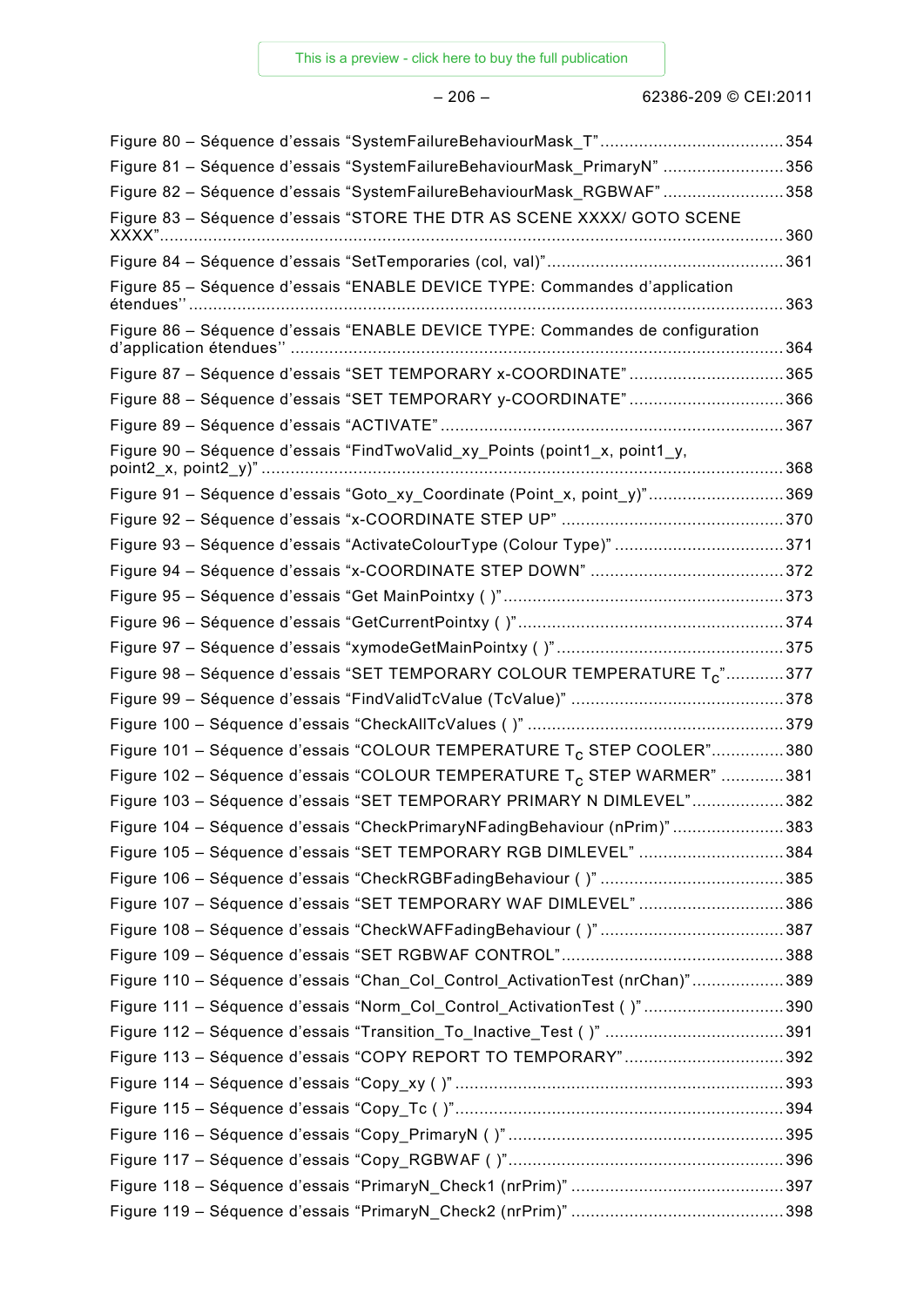Figure 80 – Séquence d'essais "SystemFailureBehaviourMask_T" ..................................... 354

Figure 81 – Séquence d'essais "SystemFailureBehaviourMask_PrimaryN" ......................... 356

Figure 82 – Séquence d'essais "SystemFailureBehaviourMask_RGBWAF" ......................... 358

Figure 83 – Séquence d'essais "STORE THE DTR AS SCENE XXXX/ GOTO SCENE XXXX" ................................................................................................................................ 360

Figure 84 – Séquence d'essais "SetTemporaries (col, val)" ................................................ 361

Figure 85 – Séquence d'essais "ENABLE DEVICE TYPE: Commandes d'application étendues'' ......................................................................................................................... 363

Figure 86 – Séquence d'essais "ENABLE DEVICE TYPE: Commandes de configuration d'application étendues'' ..................................................................................................... 364

Figure 87 – Séquence d'essais "SET TEMPORARY x-COORDINATE" ................................ 365

Figure 88 – Séquence d'essais "SET TEMPORARY y-COORDINATE" ................................ 366

Figure 89 – Séquence d'essais "ACTIVATE" ...................................................................... 367

Figure 90 – Séquence d'essais "FindTwoValid_xy_Points (point1_x, point1_y, point2_x, point2_y)" ........................................................................................................... 368

Figure 91 – Séquence d'essais "Goto_xy_Coordinate (Point_x, point_y)" ............................ 369

Figure 92 – Séquence d'essais "x-COORDINATE STEP UP" .............................................. 370

Figure 93 – Séquence d'essais "ActivateColourType (Colour Type)" ................................... 371

Figure 94 – Séquence d'essais "x-COORDINATE STEP DOWN" ........................................ 372

Figure 95 – Séquence d'essais "Get MainPointxy ( )" .......................................................... 373

Figure 96 – Séquence d'essais "GetCurrentPointxy ( )" ....................................................... 374

Figure 97 – Séquence d'essais "xymodeGetMainPointxy ( )" ............................................... 375

Figure 98 – Séquence d'essais "SET TEMPORARY COLOUR TEMPERATURE $T_C$" ............ 377

Figure 99 – Séquence d'essais "FindValidTcValue (TcValue)" ............................................ 378

Figure 100 – Séquence d'essais "CheckAllTcValues ( )" .................................................... 379

Figure 101 – Séquence d'essais "COLOUR TEMPERATURE $T_C$ STEP COOLER" ............... 380

Figure 102 – Séquence d'essais "COLOUR TEMPERATURE $T_C$ STEP WARMER" ............. 381

Figure 103 – Séquence d'essais "SET TEMPORARY PRIMARY N DIMLEVEL" ................... 382

Figure 104 – Séquence d'essais "CheckPrimaryNFadingBehaviour (nPrim)" ....................... 383

Figure 105 – Séquence d'essais "SET TEMPORARY RGB DIMLEVEL" .............................. 384

Figure 106 – Séquence d'essais "CheckRGBFadingBehaviour ( )" ...................................... 385

Figure 107 – Séquence d'essais "SET TEMPORARY WAF DIMLEVEL" .............................. 386

Figure 108 – Séquence d'essais "CheckWAFFadingBehaviour ( )" ...................................... 387

Figure 109 – Séquence d'essais "SET RGBWAF CONTROL" .............................................. 388

Figure 110 – Séquence d'essais "Chan_Col_Control_ActivationTest (nrChan)" ................... 389

Figure 111 – Séquence d'essais "Norm_Col_Control_ActivationTest ( )" ............................. 390

Figure 112 – Séquence d'essais "Transition_To_Inactive_Test ( )" ..................................... 391

Figure 113 – Séquence d'essais "COPY REPORT TO TEMPORARY" ................................. 392

Figure 114 – Séquence d'essais "Copy_xy ( )" .................................................................... 393

Figure 115 – Séquence d'essais "Copy_Tc ( )" .................................................................... 394

Figure 116 – Séquence d'essais "Copy_PrimaryN ( )" ......................................................... 395

Figure 117 – Séquence d'essais "Copy_RGBWAF ( )" ......................................................... 396

Figure 118 – Séquence d'essais "PrimaryN_Check1 (nrPrim)" ............................................ 397

Figure 119 – Séquence d'essais "PrimaryN_Check2 (nrPrim)" ............................................ 398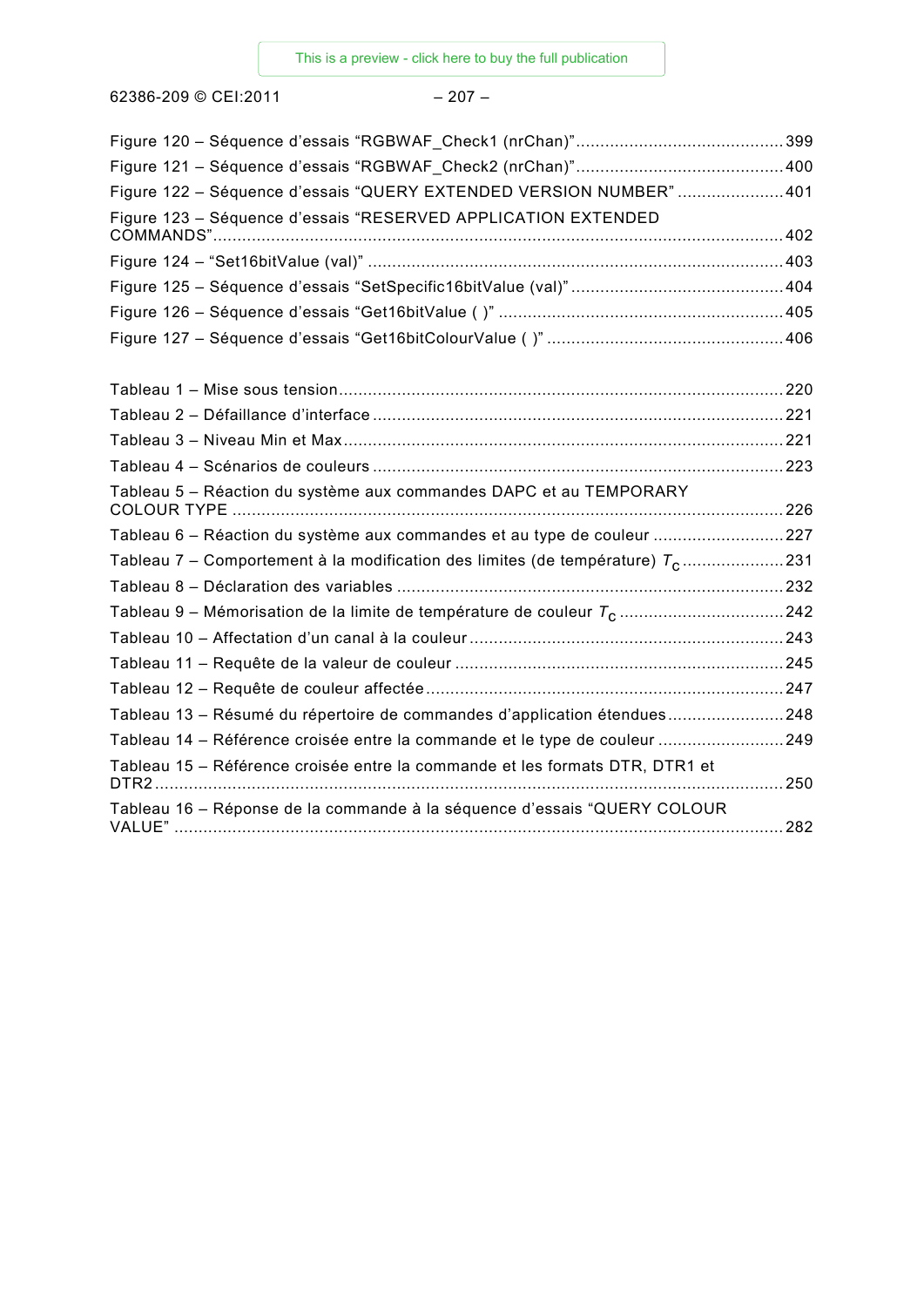Figure 120 – Séquence d'essais "RGBWAF_Check1 (nrChan)" ........................................... 399

Figure 121 – Séquence d'essais "RGBWAF_Check2 (nrChan)" ........................................... 400

Figure 122 – Séquence d'essais "QUERY EXTENDED VERSION NUMBER" ...................... 401

Figure 123 – Séquence d'essais "RESERVED APPLICATION EXTENDED COMMANDS" ....................................................................................................................... 402

Figure 124 – "Set16bitValue (val)" ....................................................................................... 403

Figure 125 – Séquence d'essais "SetSpecific16bitValue (val)" ............................................ 404

Figure 126 – Séquence d'essais "Get16bitValue ( )" ........................................................... 405

Figure 127 – Séquence d'essais "Get16bitColourValue ( )" ................................................. 406

Tableau 1 – Mise sous tension ............................................................................................. 220

Tableau 2 – Défaillance d'interface ...................................................................................... 221

Tableau 3 – Niveau Min et Max ............................................................................................ 221

Tableau 4 – Scénarios de couleurs ...................................................................................... 223

Tableau 5 – Réaction du système aux commandes DAPC et au TEMPORARY COLOUR TYPE .................................................................................................................. 226

Tableau 6 – Réaction du système aux commandes et au type de couleur ........................... 227

Tableau 7 – Comportement à la modification des limites (de température) $T_c$ ..................... 231

Tableau 8 – Déclaration des variables ................................................................................. 232

Tableau 9 – Mémorisation de la limite de température de couleur $T_c$ .................................. 242

Tableau 10 – Affectation d'un canal à la couleur ................................................................. 243

Tableau 11 – Requête de la valeur de couleur ..................................................................... 245

Tableau 12 – Requête de couleur affectée ........................................................................... 247

Tableau 13 – Résumé du répertoire de commandes d'application étendues ........................ 248

Tableau 14 – Référence croisée entre la commande et le type de couleur .......................... 249

Tableau 15 – Référence croisée entre la commande et les formats DTR, DTR1 et DTR2 ..................................................................................................................................... 250

Tableau 16 – Réponse de la commande à la séquence d'essais "QUERY COLOUR VALUE" ................................................................................................................................ 282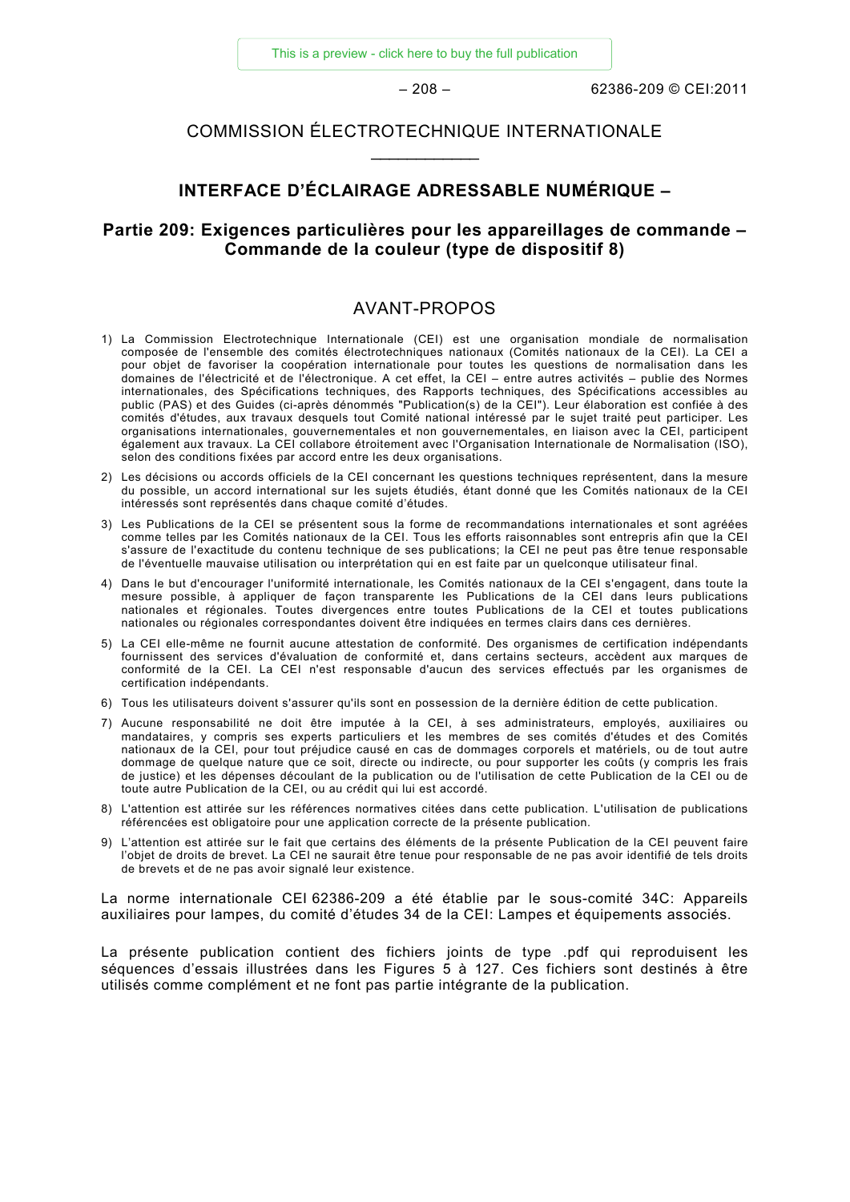# COMMISSION ÉLECTROTECHNIQUE INTERNATIONALE

___________

## INTERFACE D'ÉCLAIRAGE ADRESSABLE NUMÉRIQUE –

## Partie 209: Exigences particulières pour les appareillages de commande – Commande de la couleur (type de dispositif 8)

## AVANT-PROPOS

1) La Commission Electrotechnique Internationale (CEI) est une organisation mondiale de normalisation composée de l'ensemble des comités électrotechniques nationaux (Comités nationaux de la CEI). La CEI a pour objet de favoriser la coopération internationale pour toutes les questions de normalisation dans les domaines de l'électricité et de l'électronique. A cet effet, la CEI – entre autres activités – publie des Normes internationales, des Spécifications techniques, des Rapports techniques, des Spécifications accessibles au public (PAS) et des Guides (ci-après dénommés "Publication(s) de la CEI"). Leur élaboration est confiée à des comités d'études, aux travaux desquels tout Comité national intéressé par le sujet traité peut participer. Les organisations internationales, gouvernementales et non gouvernementales, en liaison avec la CEI, participent également aux travaux. La CEI collabore étroitement avec l'Organisation Internationale de Normalisation (ISO), selon des conditions fixées par accord entre les deux organisations.
2) Les décisions ou accords officiels de la CEI concernant les questions techniques représentent, dans la mesure du possible, un accord international sur les sujets étudiés, étant donné que les Comités nationaux de la CEI intéressés sont représentés dans chaque comité d'études.
3) Les Publications de la CEI se présentent sous la forme de recommandations internationales et sont agréées comme telles par les Comités nationaux de la CEI. Tous les efforts raisonnables sont entrepris afin que la CEI s'assure de l'exactitude du contenu technique de ses publications; la CEI ne peut pas être tenue responsable de l'éventuelle mauvaise utilisation ou interprétation qui en est faite par un quelconque utilisateur final.
4) Dans le but d'encourager l'uniformité internationale, les Comités nationaux de la CEI s'engagent, dans toute la mesure possible, à appliquer de façon transparente les Publications de la CEI dans leurs publications nationales et régionales. Toutes divergences entre toutes Publications de la CEI et toutes publications nationales ou régionales correspondantes doivent être indiquées en termes clairs dans ces dernières.
5) La CEI elle-même ne fournit aucune attestation de conformité. Des organismes de certification indépendants fournissent des services d'évaluation de conformité et, dans certains secteurs, accèdent aux marques de conformité de la CEI. La CEI n'est responsable d'aucun des services effectués par les organismes de certification indépendants.
6) Tous les utilisateurs doivent s'assurer qu'ils sont en possession de la dernière édition de cette publication.
7) Aucune responsabilité ne doit être imputée à la CEI, à ses administrateurs, employés, auxiliaires ou mandataires, y compris ses experts particuliers et les membres de ses comités d'études et des Comités nationaux de la CEI, pour tout préjudice causé en cas de dommages corporels et matériels, ou de tout autre dommage de quelque nature que ce soit, directe ou indirecte, ou pour supporter les coûts (y compris les frais de justice) et les dépenses découlant de la publication ou de l'utilisation de cette Publication de la CEI ou de toute autre Publication de la CEI, ou au crédit qui lui est accordé.
8) L'attention est attirée sur les références normatives citées dans cette publication. L'utilisation de publications référencées est obligatoire pour une application correcte de la présente publication.
9) L'attention est attirée sur le fait que certains des éléments de la présente Publication de la CEI peuvent faire l'objet de droits de brevet. La CEI ne saurait être tenue pour responsable de ne pas avoir identifié de tels droits de brevets et de ne pas avoir signalé leur existence.

La norme internationale CEI 62386-209 a été établie par le sous-comité 34C: Appareils auxiliaires pour lampes, du comité d'études 34 de la CEI: Lampes et équipements associés.

La présente publication contient des fichiers joints de type .pdf qui reproduisent les séquences d'essais illustrées dans les Figures 5 à 127. Ces fichiers sont destinés à être utilisés comme complément et ne font pas partie intégrante de la publication.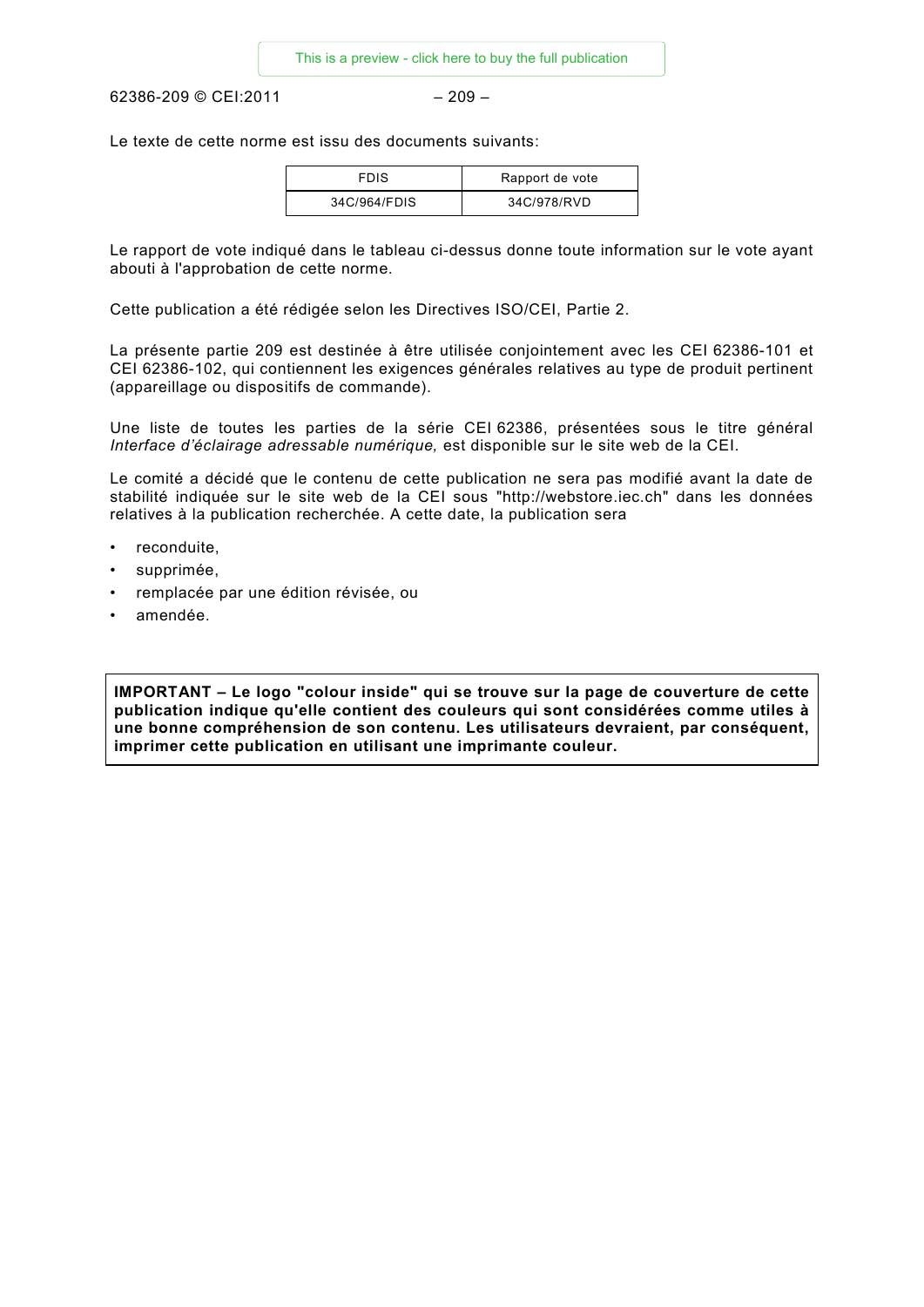Le texte de cette norme est issu des documents suivants:

| FDIS | Rapport de vote |
| --- | --- |
| 34C/964/FDIS | 34C/978/RVD |

Le rapport de vote indiqué dans le tableau ci-dessus donne toute information sur le vote ayant abouti à l'approbation de cette norme.

Cette publication a été rédigée selon les Directives ISO/CEI, Partie 2.

La présente partie 209 est destinée à être utilisée conjointement avec les CEI 62386-101 et CEI 62386-102, qui contiennent les exigences générales relatives au type de produit pertinent (appareillage ou dispositifs de commande).

Une liste de toutes les parties de la série CEI 62386, présentées sous le titre général *Interface d'éclairage adressable numérique,* est disponible sur le site web de la CEI.

Le comité a décidé que le contenu de cette publication ne sera pas modifié avant la date de stabilité indiquée sur le site web de la CEI sous "http://webstore.iec.ch" dans les données relatives à la publication recherchée. A cette date, la publication sera

- reconduite,
- supprimée,
- remplacée par une édition révisée, ou
- amendée.

**IMPORTANT – Le logo "colour inside" qui se trouve sur la page de couverture de cette publication indique qu'elle contient des couleurs qui sont considérées comme utiles à une bonne compréhension de son contenu. Les utilisateurs devraient, par conséquent, imprimer cette publication en utilisant une imprimante couleur.**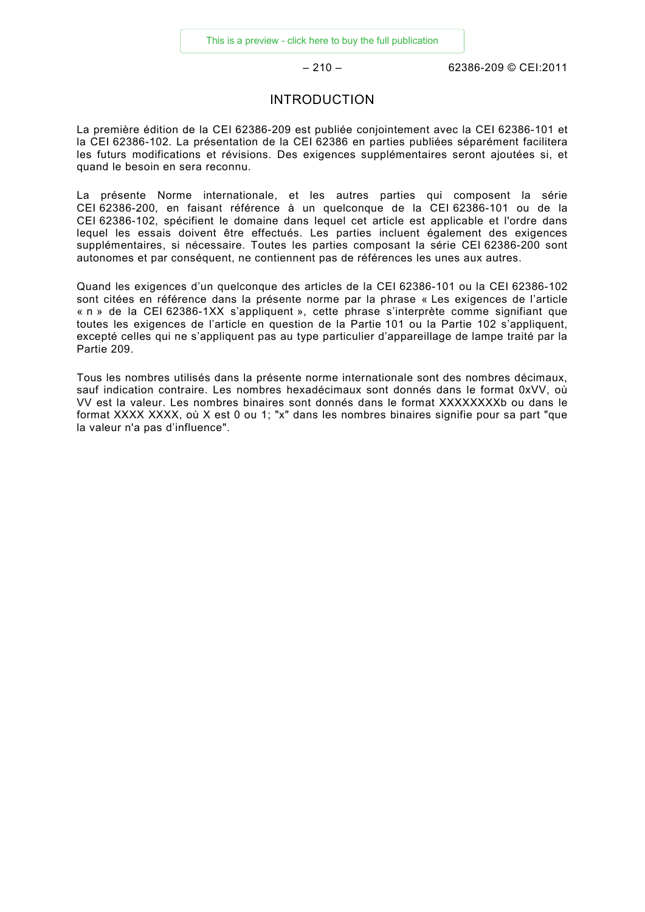# INTRODUCTION

La première édition de la CEI 62386-209 est publiée conjointement avec la CEI 62386-101 et la CEI 62386-102. La présentation de la CEI 62386 en parties publiées séparément facilitera les futurs modifications et révisions. Des exigences supplémentaires seront ajoutées si, et quand le besoin en sera reconnu.

La présente Norme internationale, et les autres parties qui composent la série CEI 62386-200, en faisant référence à un quelconque de la CEI 62386-101 ou de la CEI 62386-102, spécifient le domaine dans lequel cet article est applicable et l'ordre dans lequel les essais doivent être effectués. Les parties incluent également des exigences supplémentaires, si nécessaire. Toutes les parties composant la série CEI 62386-200 sont autonomes et par conséquent, ne contiennent pas de références les unes aux autres.

Quand les exigences d'un quelconque des articles de la CEI 62386-101 ou la CEI 62386-102 sont citées en référence dans la présente norme par la phrase « Les exigences de l'article « n » de la CEI 62386-1XX s'appliquent », cette phrase s'interprète comme signifiant que toutes les exigences de l'article en question de la Partie 101 ou la Partie 102 s'appliquent, excepté celles qui ne s'appliquent pas au type particulier d'appareillage de lampe traité par la Partie 209.

Tous les nombres utilisés dans la présente norme internationale sont des nombres décimaux, sauf indication contraire. Les nombres hexadécimaux sont donnés dans le format 0xVV, où VV est la valeur. Les nombres binaires sont donnés dans le format XXXXXXXXb ou dans le format XXXX XXXX, où X est 0 ou 1; "x" dans les nombres binaires signifie pour sa part "que la valeur n'a pas d'influence".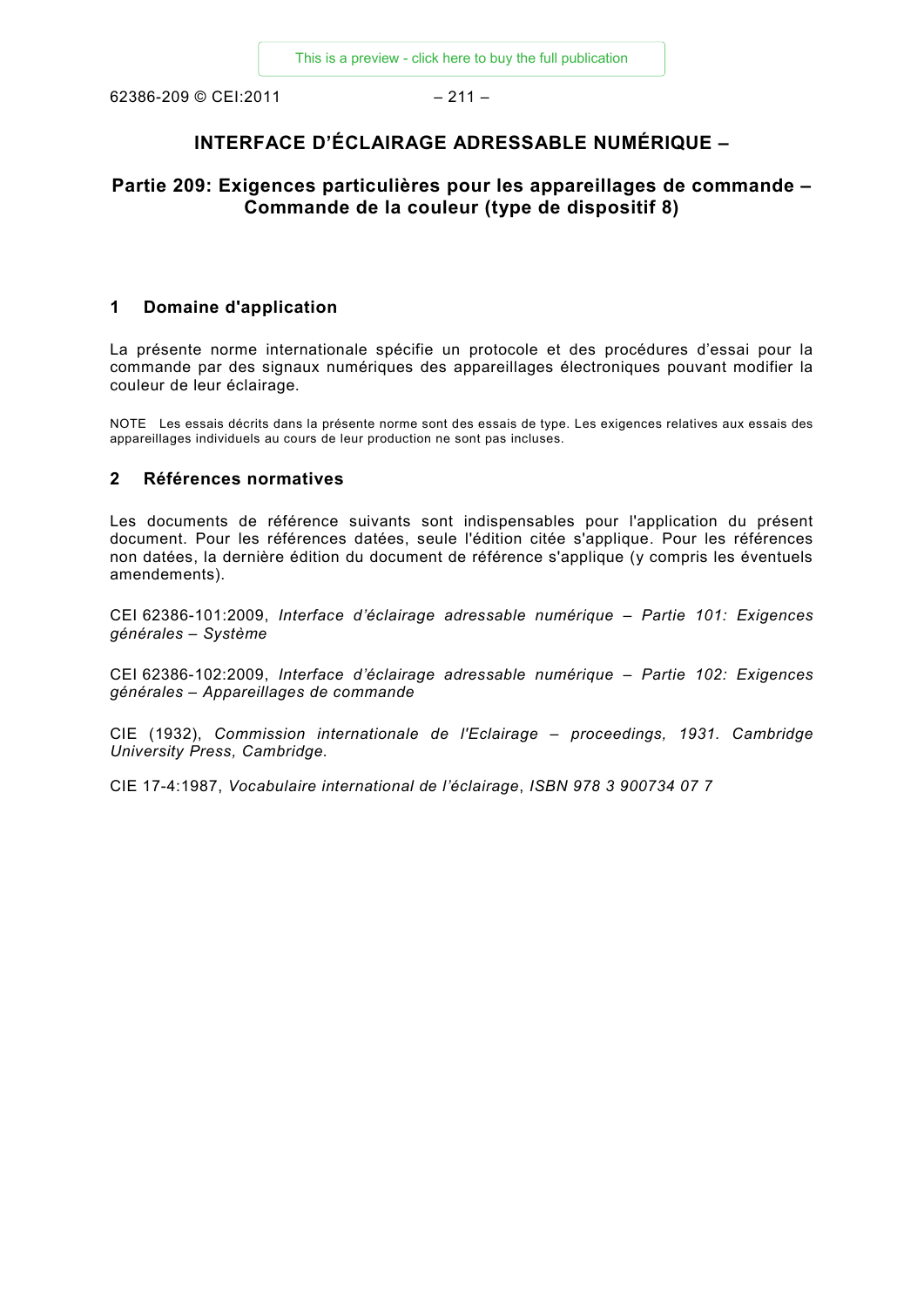# INTERFACE D'ÉCLAIRAGE ADRESSABLE NUMÉRIQUE –

## Partie 209: Exigences particulières pour les appareillages de commande – Commande de la couleur (type de dispositif 8)

## 1 Domaine d'application

La présente norme internationale spécifie un protocole et des procédures d'essai pour la commande par des signaux numériques des appareillages électroniques pouvant modifier la couleur de leur éclairage.

NOTE Les essais décrits dans la présente norme sont des essais de type. Les exigences relatives aux essais des appareillages individuels au cours de leur production ne sont pas incluses.

## 2 Références normatives

Les documents de référence suivants sont indispensables pour l'application du présent document. Pour les références datées, seule l'édition citée s'applique. Pour les références non datées, la dernière édition du document de référence s'applique (y compris les éventuels amendements).

CEI 62386-101:2009, *Interface d'éclairage adressable numérique – Partie 101: Exigences générales – Système*

CEI 62386-102:2009, *Interface d'éclairage adressable numérique – Partie 102: Exigences générales – Appareillages de commande*

CIE (1932), *Commission internationale de l'Eclairage – proceedings, 1931. Cambridge University Press, Cambridge.*

CIE 17-4:1987, *Vocabulaire international de l'éclairage*, *ISBN 978 3 900734 07 7*